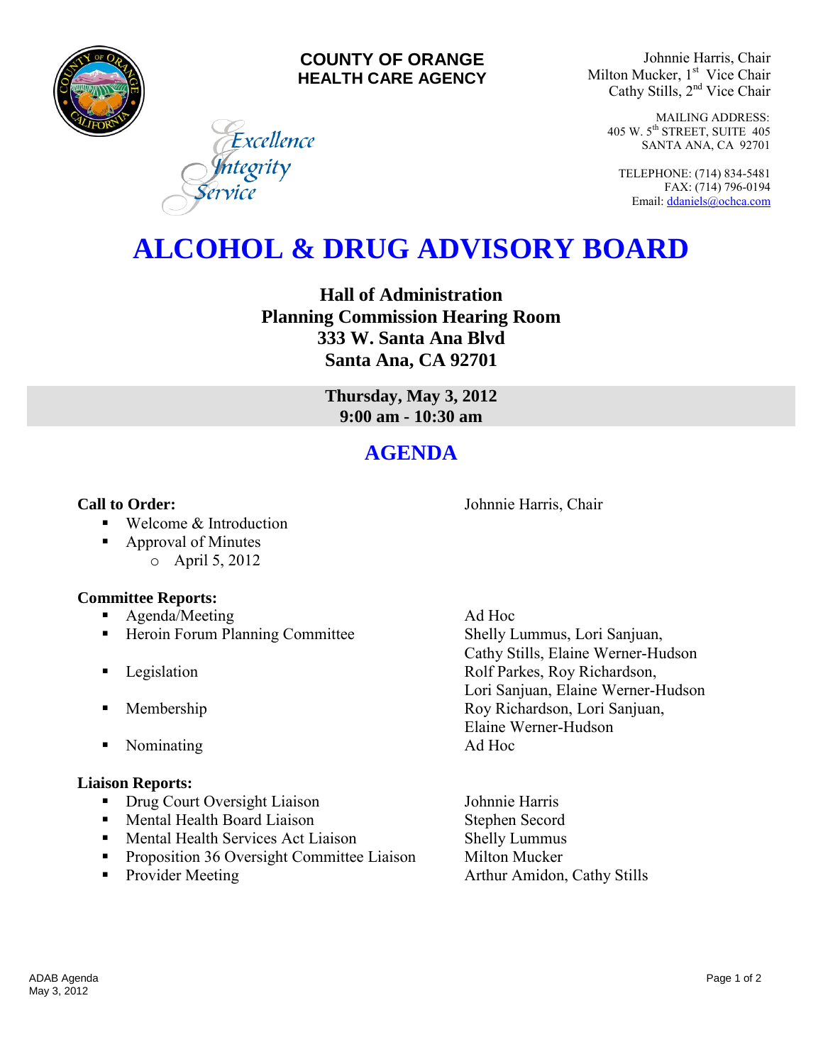**COUNTY OF ORANGE**
**HEALTH CARE AGENCY**

*Excellence*
*Integrity*
*Service*

Johnnie Harris, Chair
Milton Mucker, 1st Vice Chair
Cathy Stills, 2nd Vice Chair

MAILING ADDRESS:
405 W. 5th STREET, SUITE 405
SANTA ANA, CA 92701

TELEPHONE: (714) 834-5481
FAX: (714) 796-0194
Email: ddaniels@ochca.com

# ALCOHOL & DRUG ADVISORY BOARD

**Hall of Administration**
**Planning Commission Hearing Room**
**333 W. Santa Ana Blvd**
**Santa Ana, CA 92701**

**Thursday, May 3, 2012**
**9:00 am - 10:30 am**

## AGENDA

**Call to Order:** Johnnie Harris, Chair

- Welcome & Introduction
- Approval of Minutes
  - April 5, 2012

**Committee Reports:**

- Agenda/Meeting — Ad Hoc
- Heroin Forum Planning Committee — Shelly Lummus, Lori Sanjuan, Cathy Stills, Elaine Werner-Hudson
- Legislation — Rolf Parkes, Roy Richardson, Lori Sanjuan, Elaine Werner-Hudson
- Membership — Roy Richardson, Lori Sanjuan, Elaine Werner-Hudson
- Nominating — Ad Hoc

**Liaison Reports:**

- Drug Court Oversight Liaison — Johnnie Harris
- Mental Health Board Liaison — Stephen Secord
- Mental Health Services Act Liaison — Shelly Lummus
- Proposition 36 Oversight Committee Liaison — Milton Mucker
- Provider Meeting — Arthur Amidon, Cathy Stills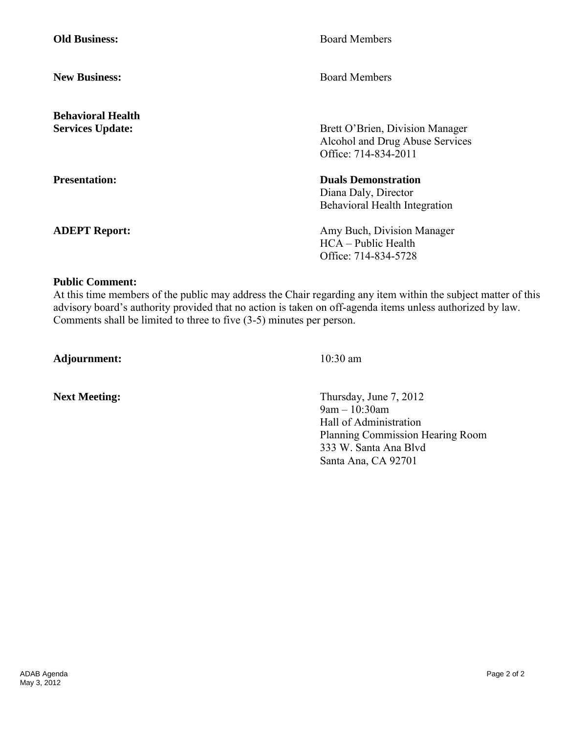**Old Business:** Board Members

**New Business:** Board Members

**Behavioral Health Services Update:** Brett O'Brien, Division Manager
Alcohol and Drug Abuse Services
Office: 714-834-2011

**Presentation:** **Duals Demonstration**
Diana Daly, Director
Behavioral Health Integration

**ADEPT Report:** Amy Buch, Division Manager
HCA – Public Health
Office: 714-834-5728

**Public Comment:**
At this time members of the public may address the Chair regarding any item within the subject matter of this advisory board's authority provided that no action is taken on off-agenda items unless authorized by law. Comments shall be limited to three to five (3-5) minutes per person.

**Adjournment:** 10:30 am

**Next Meeting:** Thursday, June 7, 2012
9am – 10:30am
Hall of Administration
Planning Commission Hearing Room
333 W. Santa Ana Blvd
Santa Ana, CA 92701